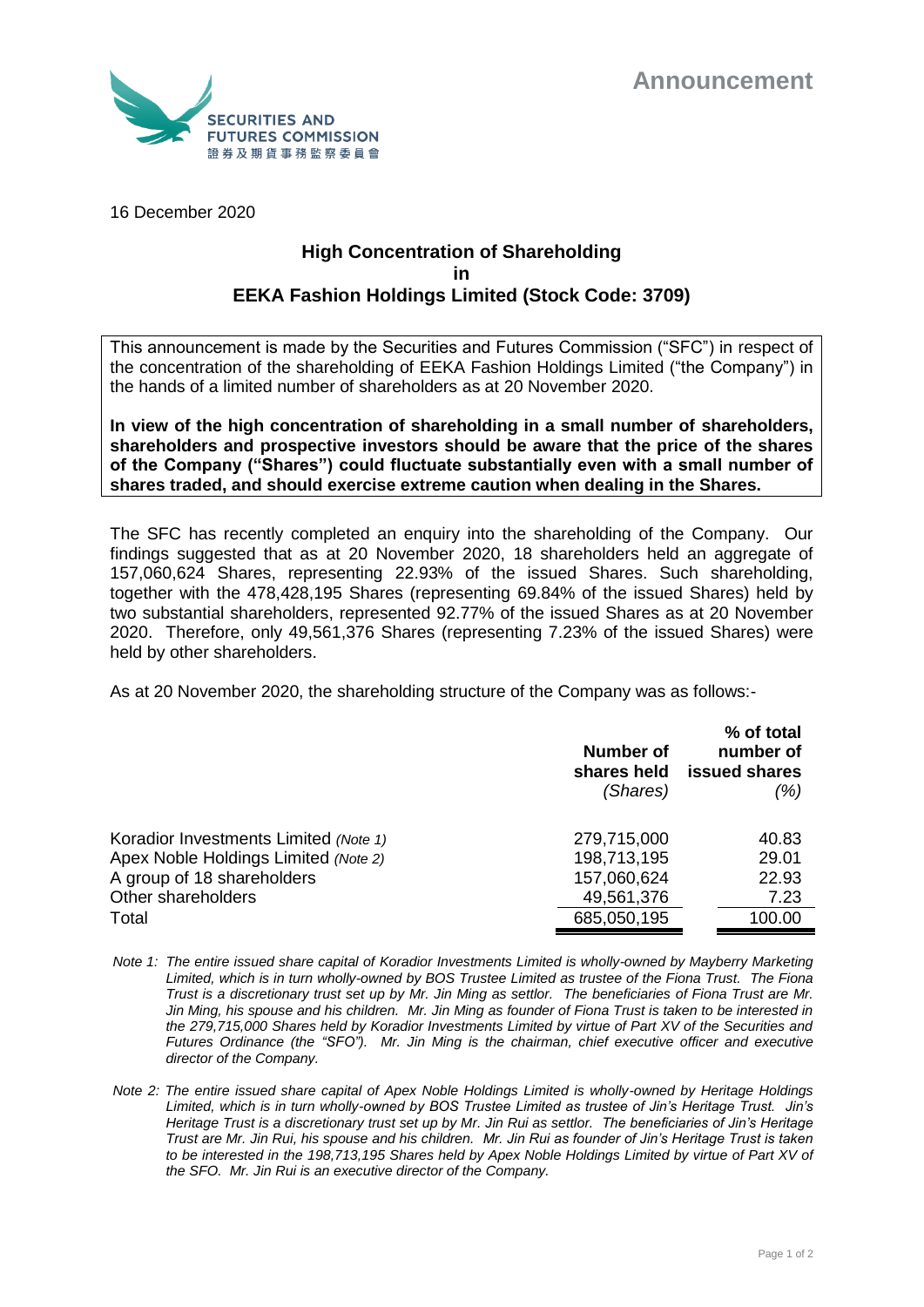Announcement

16 December 2020

# High Concentration of Shareholding in EEKA Fashion Holdings Limited (Stock Code: 3709)

This announcement is made by the Securities and Futures Commission ("SFC") in respect of the concentration of the shareholding of EEKA Fashion Holdings Limited ("the Company") in the hands of a limited number of shareholders as at 20 November 2020.

**In view of the high concentration of shareholding in a small number of shareholders, shareholders and prospective investors should be aware that the price of the shares of the Company ("Shares") could fluctuate substantially even with a small number of shares traded, and should exercise extreme caution when dealing in the Shares.**

The SFC has recently completed an enquiry into the shareholding of the Company. Our findings suggested that as at 20 November 2020, 18 shareholders held an aggregate of 157,060,624 Shares, representing 22.93% of the issued Shares. Such shareholding, together with the 478,428,195 Shares (representing 69.84% of the issued Shares) held by two substantial shareholders, represented 92.77% of the issued Shares as at 20 November 2020. Therefore, only 49,561,376 Shares (representing 7.23% of the issued Shares) were held by other shareholders.

As at 20 November 2020, the shareholding structure of the Company was as follows:-

| | Number of shares held *(Shares)* | % of total number of issued shares *(%)* |
|---|---|---|
| Koradior Investments Limited *(Note 1)* | 279,715,000 | 40.83 |
| Apex Noble Holdings Limited *(Note 2)* | 198,713,195 | 29.01 |
| A group of 18 shareholders | 157,060,624 | 22.93 |
| Other shareholders | 49,561,376 | 7.23 |
| Total | 685,050,195 | 100.00 |

*Note 1: The entire issued share capital of Koradior Investments Limited is wholly-owned by Mayberry Marketing Limited, which is in turn wholly-owned by BOS Trustee Limited as trustee of the Fiona Trust. The Fiona Trust is a discretionary trust set up by Mr. Jin Ming as settlor. The beneficiaries of Fiona Trust are Mr. Jin Ming, his spouse and his children. Mr. Jin Ming as founder of Fiona Trust is taken to be interested in the 279,715,000 Shares held by Koradior Investments Limited by virtue of Part XV of the Securities and Futures Ordinance (the "SFO"). Mr. Jin Ming is the chairman, chief executive officer and executive director of the Company.*

*Note 2: The entire issued share capital of Apex Noble Holdings Limited is wholly-owned by Heritage Holdings Limited, which is in turn wholly-owned by BOS Trustee Limited as trustee of Jin's Heritage Trust. Jin's Heritage Trust is a discretionary trust set up by Mr. Jin Rui as settlor. The beneficiaries of Jin's Heritage Trust are Mr. Jin Rui, his spouse and his children. Mr. Jin Rui as founder of Jin's Heritage Trust is taken to be interested in the 198,713,195 Shares held by Apex Noble Holdings Limited by virtue of Part XV of the SFO. Mr. Jin Rui is an executive director of the Company.*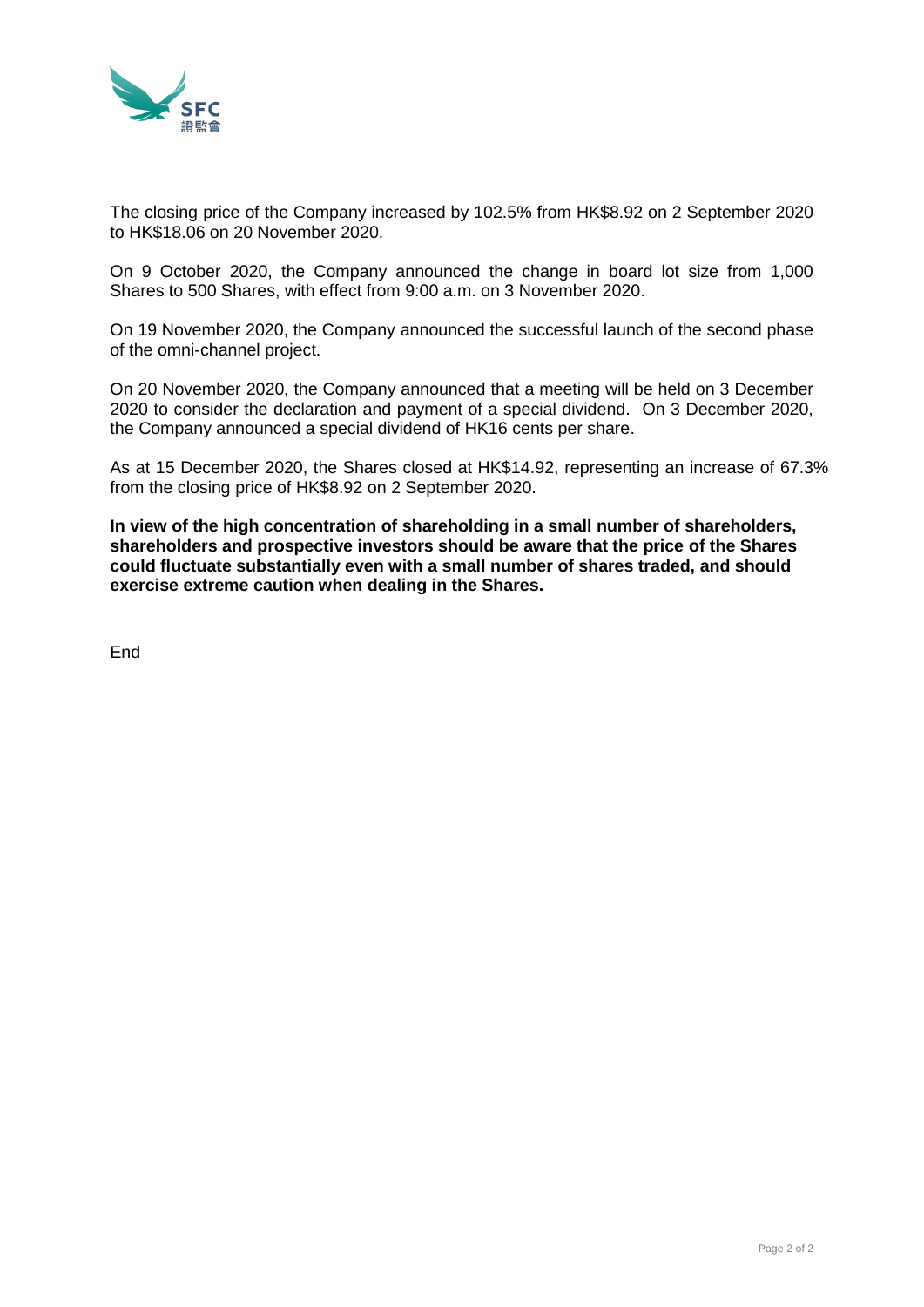The closing price of the Company increased by 102.5% from HK$8.92 on 2 September 2020 to HK$18.06 on 20 November 2020.

On 9 October 2020, the Company announced the change in board lot size from 1,000 Shares to 500 Shares, with effect from 9:00 a.m. on 3 November 2020.

On 19 November 2020, the Company announced the successful launch of the second phase of the omni-channel project.

On 20 November 2020, the Company announced that a meeting will be held on 3 December 2020 to consider the declaration and payment of a special dividend. On 3 December 2020, the Company announced a special dividend of HK16 cents per share.

As at 15 December 2020, the Shares closed at HK$14.92, representing an increase of 67.3% from the closing price of HK$8.92 on 2 September 2020.

**In view of the high concentration of shareholding in a small number of shareholders, shareholders and prospective investors should be aware that the price of the Shares could fluctuate substantially even with a small number of shares traded, and should exercise extreme caution when dealing in the Shares.**

End